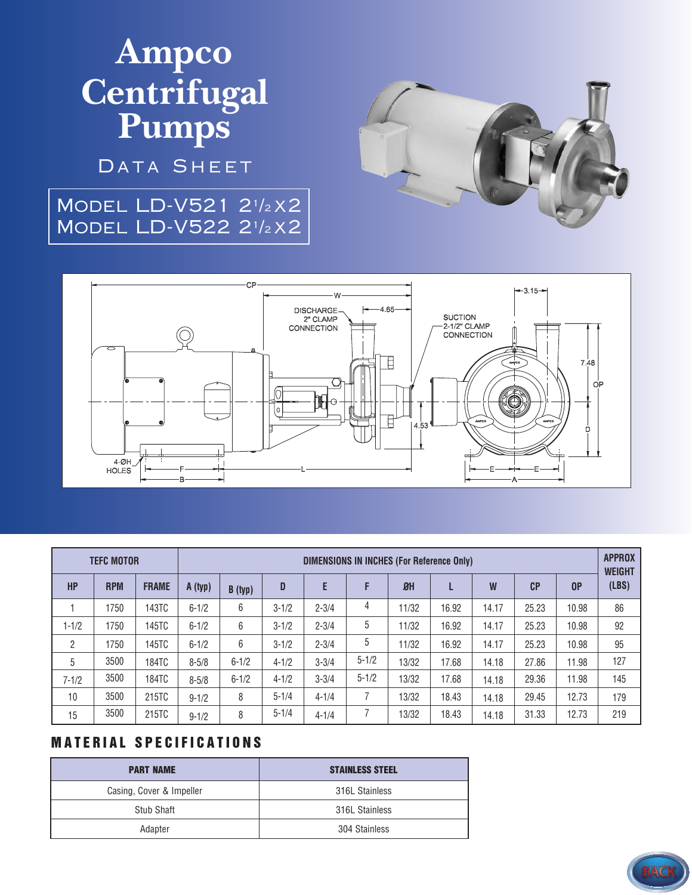# Ampco Centrifugal Pumps

## Data Sheet

### Model LD-V521 2½x2
### Model LD-V522 2½x2

| TEFC MOTOR | | | DIMENSIONS IN INCHES (For Reference Only) | | | | | | | | | | APPROX WEIGHT (LBS) |
|---|---|---|---|---|---|---|---|---|---|---|---|---|---|
| HP | RPM | FRAME | A (typ) | B (typ) | D | E | F | ØH | L | W | CP | OP | |
| 1 | 1750 | 143TC | 6-1/2 | 6 | 3-1/2 | 2-3/4 | 4 | 11/32 | 16.92 | 14.17 | 25.23 | 10.98 | 86 |
| 1-1/2 | 1750 | 145TC | 6-1/2 | 6 | 3-1/2 | 2-3/4 | 5 | 11/32 | 16.92 | 14.17 | 25.23 | 10.98 | 92 |
| 2 | 1750 | 145TC | 6-1/2 | 6 | 3-1/2 | 2-3/4 | 5 | 11/32 | 16.92 | 14.17 | 25.23 | 10.98 | 95 |
| 5 | 3500 | 184TC | 8-5/8 | 6-1/2 | 4-1/2 | 3-3/4 | 5-1/2 | 13/32 | 17.68 | 14.18 | 27.86 | 11.98 | 127 |
| 7-1/2 | 3500 | 184TC | 8-5/8 | 6-1/2 | 4-1/2 | 3-3/4 | 5-1/2 | 13/32 | 17.68 | 14.18 | 29.36 | 11.98 | 145 |
| 10 | 3500 | 215TC | 9-1/2 | 8 | 5-1/4 | 4-1/4 | 7 | 13/32 | 18.43 | 14.18 | 29.45 | 12.73 | 179 |
| 15 | 3500 | 215TC | 9-1/2 | 8 | 5-1/4 | 4-1/4 | 7 | 13/32 | 18.43 | 14.18 | 31.33 | 12.73 | 219 |

## MATERIAL SPECIFICATIONS

| PART NAME | STAINLESS STEEL |
|---|---|
| Casing, Cover & Impeller | 316L Stainless |
| Stub Shaft | 316L Stainless |
| Adapter | 304 Stainless |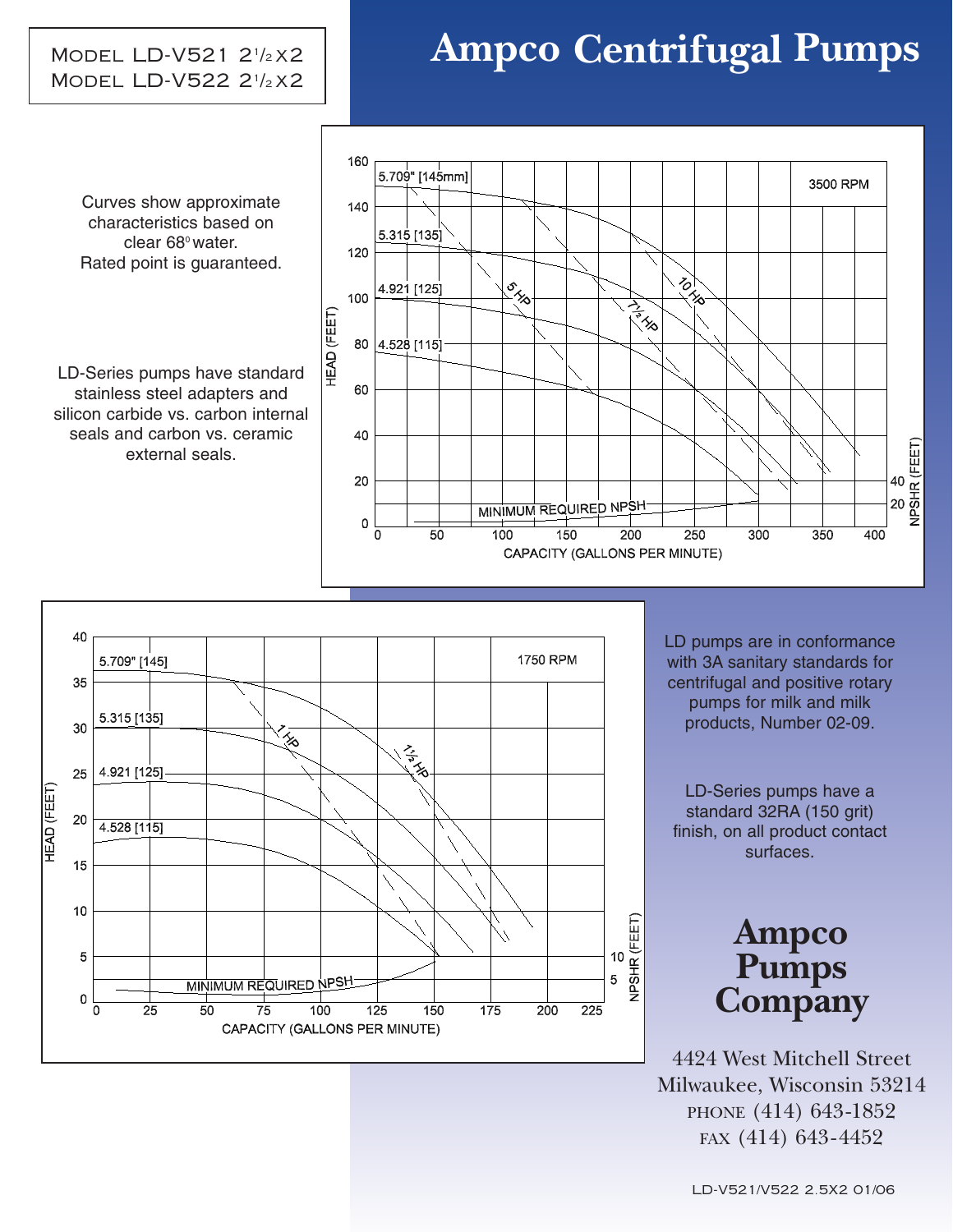MODEL LD-V521 2½x2
MODEL LD-V522 2½x2

# Ampco Centrifugal Pumps

Curves show approximate characteristics based on clear 68° water. Rated point is guaranteed.

LD-Series pumps have standard stainless steel adapters and silicon carbide vs. carbon internal seals and carbon vs. ceramic external seals.

3500 RPM

5.709" [145mm]
5.315 [135]
4.921 [125]
4.528 [115]
5 HP
7½ HP
10 HP
MINIMUM REQUIRED NPSH
HEAD (FEET)
0
20
40
60
80
100
120
140
160
NPSHR (FEET)
20
40
CAPACITY (GALLONS PER MINUTE)
0
50
100
150
200
250
300
350
400

1750 RPM

5.709" [145]
5.315 [135]
4.921 [125]
4.528 [115]
1 HP
1½ HP
MINIMUM REQUIRED NPSH
HEAD (FEET)
0
5
10
15
20
25
30
35
40
NPSHR (FEET)
5
10
CAPACITY (GALLONS PER MINUTE)
0
25
50
75
100
125
150
175
200
225

LD pumps are in conformance with 3A sanitary standards for centrifugal and positive rotary pumps for milk and milk products, Number 02-09.

LD-Series pumps have a standard 32RA (150 grit) finish, on all product contact surfaces.

**Ampco Pumps Company**

4424 West Mitchell Street
Milwaukee, Wisconsin 53214
PHONE (414) 643-1852
FAX (414) 643-4452

LD-V521/V522 2.5X2 01/06